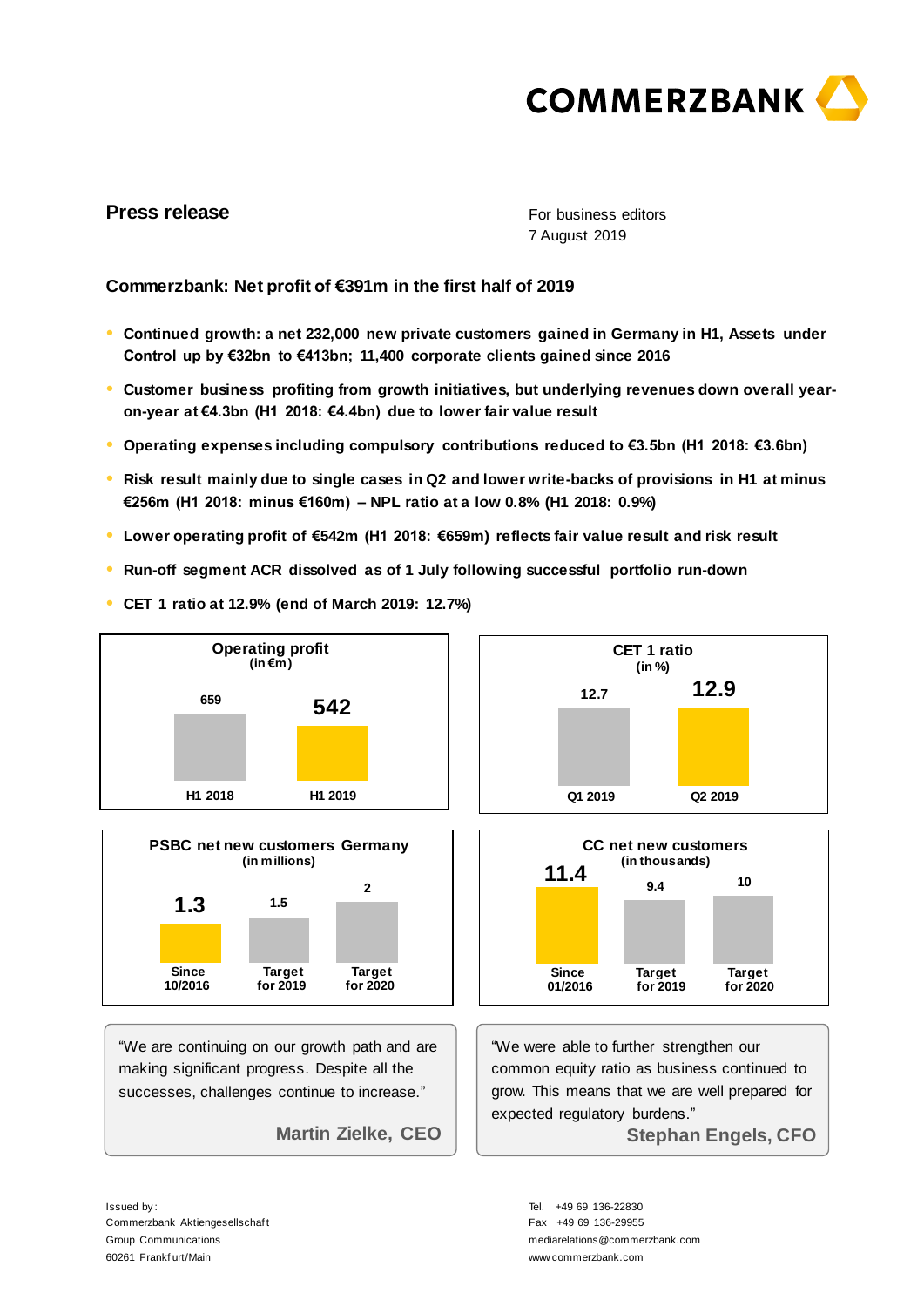COMMERZBANK

**Press release**

For business editors
7 August 2019

## Commerzbank: Net profit of €391m in the first half of 2019

- **Continued growth: a net 232,000 new private customers gained in Germany in H1, Assets under Control up by €32bn to €413bn; 11,400 corporate clients gained since 2016**
- **Customer business profiting from growth initiatives, but underlying revenues down overall year-on-year at €4.3bn (H1 2018: €4.4bn) due to lower fair value result**
- **Operating expenses including compulsory contributions reduced to €3.5bn (H1 2018: €3.6bn)**
- **Risk result mainly due to single cases in Q2 and lower write-backs of provisions in H1 at minus €256m (H1 2018: minus €160m) – NPL ratio at a low 0.8% (H1 2018: 0.9%)**
- **Lower operating profit of €542m (H1 2018: €659m) reflects fair value result and risk result**
- **Run-off segment ACR dissolved as of 1 July following successful portfolio run-down**
- **CET 1 ratio at 12.9% (end of March 2019: 12.7%)**

**Operating profit (in €m)**

| H1 2018 | H1 2019 |
|---|---|
| 659 | 542 |

**CET 1 ratio (in %)**

| Q1 2019 | Q2 2019 |
|---|---|
| 12.7 | 12.9 |

**PSBC net new customers Germany (in millions)**

| Since 10/2016 | Target for 2019 | Target for 2020 |
|---|---|---|
| 1.3 | 1.5 | 2 |

**CC net new customers (in thousands)**

| Since 01/2016 | Target for 2019 | Target for 2020 |
|---|---|---|
| 11.4 | 9.4 | 10 |

"We are continuing on our growth path and are making significant progress. Despite all the successes, challenges continue to increase."

**Martin Zielke, CEO**

"We were able to further strengthen our common equity ratio as business continued to grow. This means that we are well prepared for expected regulatory burdens."

**Stephan Engels, CFO**

Issued by:
Commerzbank Aktiengesellschaft
Group Communications
60261 Frankfurt/Main

Tel. +49 69 136-22830
Fax +49 69 136-29955
mediarelations@commerzbank.com
www.commerzbank.com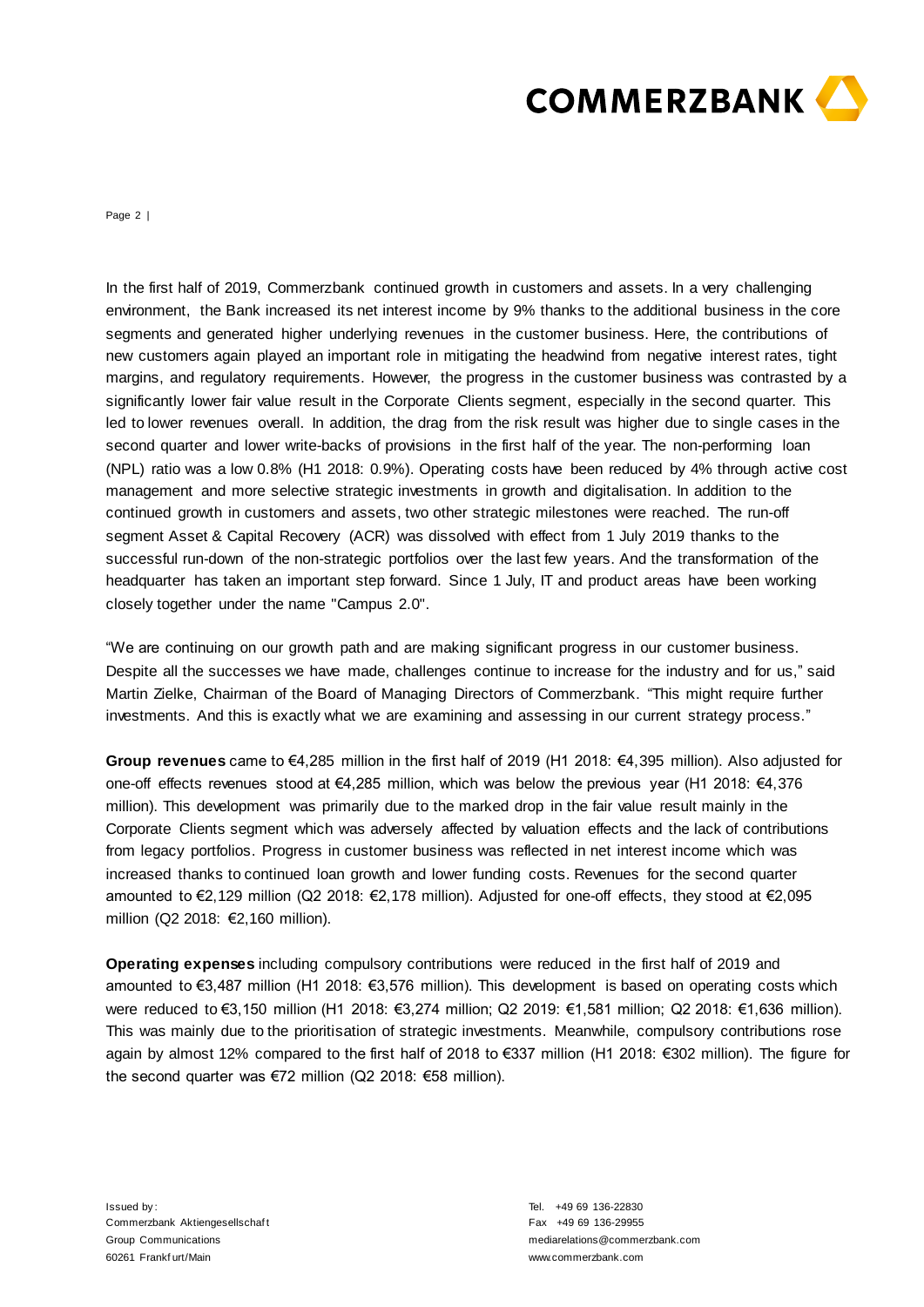In the first half of 2019, Commerzbank continued growth in customers and assets. In a very challenging environment, the Bank increased its net interest income by 9% thanks to the additional business in the core segments and generated higher underlying revenues in the customer business. Here, the contributions of new customers again played an important role in mitigating the headwind from negative interest rates, tight margins, and regulatory requirements. However, the progress in the customer business was contrasted by a significantly lower fair value result in the Corporate Clients segment, especially in the second quarter. This led to lower revenues overall. In addition, the drag from the risk result was higher due to single cases in the second quarter and lower write-backs of provisions in the first half of the year. The non-performing loan (NPL) ratio was a low 0.8% (H1 2018: 0.9%). Operating costs have been reduced by 4% through active cost management and more selective strategic investments in growth and digitalisation. In addition to the continued growth in customers and assets, two other strategic milestones were reached. The run-off segment Asset & Capital Recovery (ACR) was dissolved with effect from 1 July 2019 thanks to the successful run-down of the non-strategic portfolios over the last few years. And the transformation of the headquarter has taken an important step forward. Since 1 July, IT and product areas have been working closely together under the name "Campus 2.0".

"We are continuing on our growth path and are making significant progress in our customer business. Despite all the successes we have made, challenges continue to increase for the industry and for us," said Martin Zielke, Chairman of the Board of Managing Directors of Commerzbank. "This might require further investments. And this is exactly what we are examining and assessing in our current strategy process."

**Group revenues** came to €4,285 million in the first half of 2019 (H1 2018: €4,395 million). Also adjusted for one-off effects revenues stood at €4,285 million, which was below the previous year (H1 2018: €4,376 million). This development was primarily due to the marked drop in the fair value result mainly in the Corporate Clients segment which was adversely affected by valuation effects and the lack of contributions from legacy portfolios. Progress in customer business was reflected in net interest income which was increased thanks to continued loan growth and lower funding costs. Revenues for the second quarter amounted to €2,129 million (Q2 2018: €2,178 million). Adjusted for one-off effects, they stood at €2,095 million (Q2 2018: €2,160 million).

**Operating expenses** including compulsory contributions were reduced in the first half of 2019 and amounted to €3,487 million (H1 2018: €3,576 million). This development is based on operating costs which were reduced to €3,150 million (H1 2018: €3,274 million; Q2 2019: €1,581 million; Q2 2018: €1,636 million). This was mainly due to the prioritisation of strategic investments. Meanwhile, compulsory contributions rose again by almost 12% compared to the first half of 2018 to €337 million (H1 2018: €302 million). The figure for the second quarter was €72 million (Q2 2018: €58 million).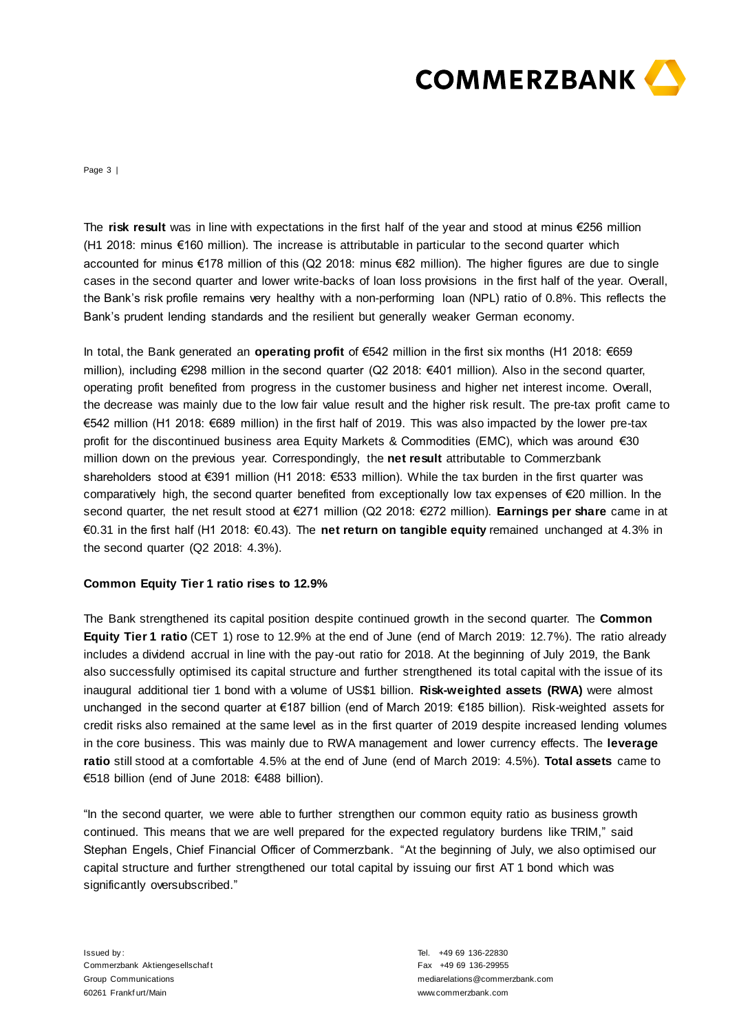The **risk result** was in line with expectations in the first half of the year and stood at minus €256 million (H1 2018: minus €160 million). The increase is attributable in particular to the second quarter which accounted for minus €178 million of this (Q2 2018: minus €82 million). The higher figures are due to single cases in the second quarter and lower write-backs of loan loss provisions in the first half of the year. Overall, the Bank's risk profile remains very healthy with a non-performing loan (NPL) ratio of 0.8%. This reflects the Bank's prudent lending standards and the resilient but generally weaker German economy.

In total, the Bank generated an **operating profit** of €542 million in the first six months (H1 2018: €659 million), including €298 million in the second quarter (Q2 2018: €401 million). Also in the second quarter, operating profit benefited from progress in the customer business and higher net interest income. Overall, the decrease was mainly due to the low fair value result and the higher risk result. The pre-tax profit came to €542 million (H1 2018: €689 million) in the first half of 2019. This was also impacted by the lower pre-tax profit for the discontinued business area Equity Markets & Commodities (EMC), which was around €30 million down on the previous year. Correspondingly, the **net result** attributable to Commerzbank shareholders stood at €391 million (H1 2018: €533 million). While the tax burden in the first quarter was comparatively high, the second quarter benefited from exceptionally low tax expenses of €20 million. In the second quarter, the net result stood at €271 million (Q2 2018: €272 million). **Earnings per share** came in at €0.31 in the first half (H1 2018: €0.43). The **net return on tangible equity** remained unchanged at 4.3% in the second quarter (Q2 2018: 4.3%).

**Common Equity Tier 1 ratio rises to 12.9%**

The Bank strengthened its capital position despite continued growth in the second quarter. The **Common Equity Tier 1 ratio** (CET 1) rose to 12.9% at the end of June (end of March 2019: 12.7%). The ratio already includes a dividend accrual in line with the pay-out ratio for 2018. At the beginning of July 2019, the Bank also successfully optimised its capital structure and further strengthened its total capital with the issue of its inaugural additional tier 1 bond with a volume of US$1 billion. **Risk-weighted assets (RWA)** were almost unchanged in the second quarter at €187 billion (end of March 2019: €185 billion). Risk-weighted assets for credit risks also remained at the same level as in the first quarter of 2019 despite increased lending volumes in the core business. This was mainly due to RWA management and lower currency effects. The **leverage ratio** still stood at a comfortable 4.5% at the end of June (end of March 2019: 4.5%). **Total assets** came to €518 billion (end of June 2018: €488 billion).

"In the second quarter, we were able to further strengthen our common equity ratio as business growth continued. This means that we are well prepared for the expected regulatory burdens like TRIM," said Stephan Engels, Chief Financial Officer of Commerzbank. "At the beginning of July, we also optimised our capital structure and further strengthened our total capital by issuing our first AT 1 bond which was significantly oversubscribed."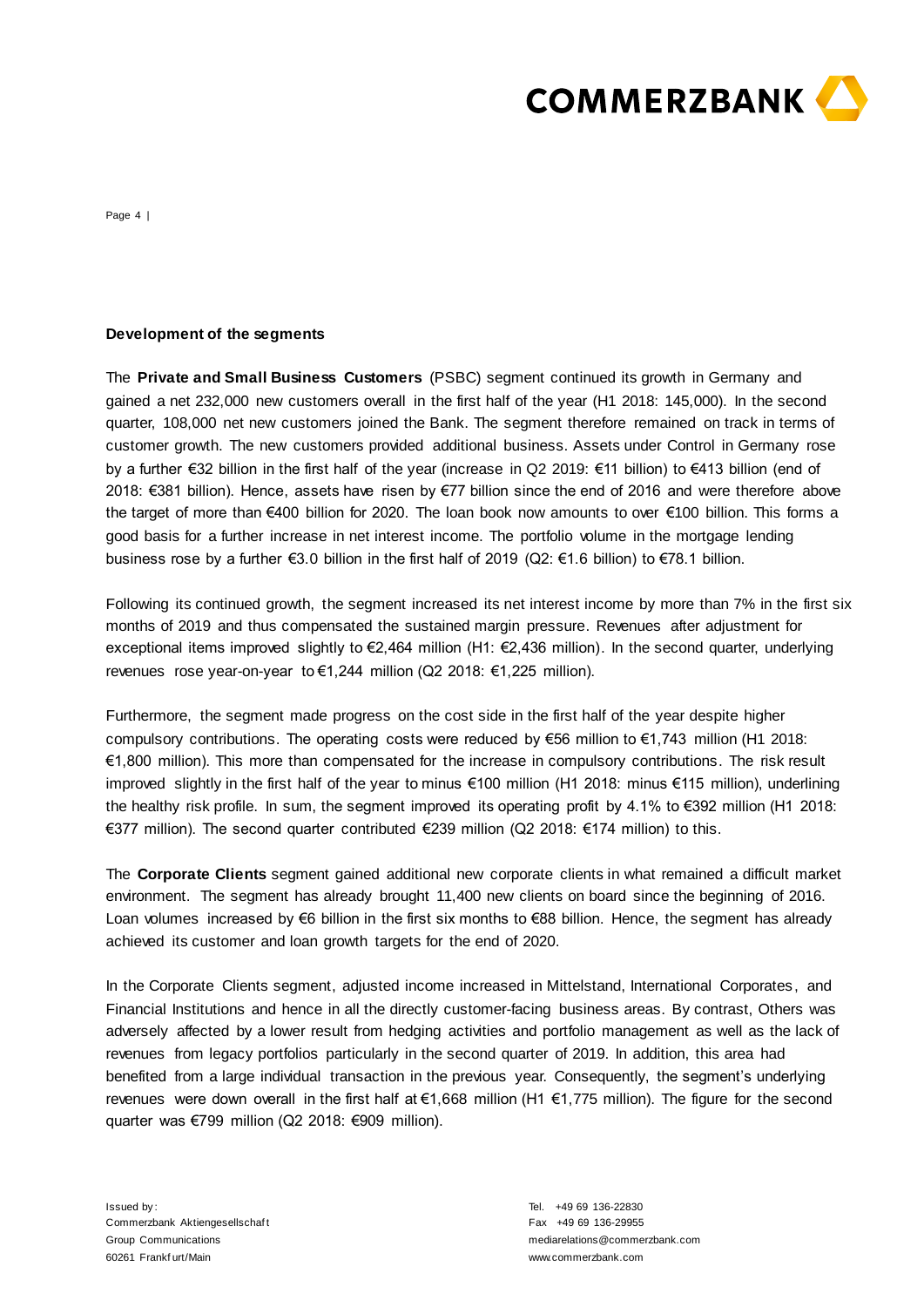**Development of the segments**

The **Private and Small Business Customers** (PSBC) segment continued its growth in Germany and gained a net 232,000 new customers overall in the first half of the year (H1 2018: 145,000). In the second quarter, 108,000 net new customers joined the Bank. The segment therefore remained on track in terms of customer growth. The new customers provided additional business. Assets under Control in Germany rose by a further €32 billion in the first half of the year (increase in Q2 2019: €11 billion) to €413 billion (end of 2018: €381 billion). Hence, assets have risen by €77 billion since the end of 2016 and were therefore above the target of more than €400 billion for 2020. The loan book now amounts to over €100 billion. This forms a good basis for a further increase in net interest income. The portfolio volume in the mortgage lending business rose by a further €3.0 billion in the first half of 2019 (Q2: €1.6 billion) to €78.1 billion.

Following its continued growth, the segment increased its net interest income by more than 7% in the first six months of 2019 and thus compensated the sustained margin pressure. Revenues after adjustment for exceptional items improved slightly to €2,464 million (H1: €2,436 million). In the second quarter, underlying revenues rose year-on-year to €1,244 million (Q2 2018: €1,225 million).

Furthermore, the segment made progress on the cost side in the first half of the year despite higher compulsory contributions. The operating costs were reduced by €56 million to €1,743 million (H1 2018: €1,800 million). This more than compensated for the increase in compulsory contributions. The risk result improved slightly in the first half of the year to minus €100 million (H1 2018: minus €115 million), underlining the healthy risk profile. In sum, the segment improved its operating profit by 4.1% to €392 million (H1 2018: €377 million). The second quarter contributed €239 million (Q2 2018: €174 million) to this.

The **Corporate Clients** segment gained additional new corporate clients in what remained a difficult market environment. The segment has already brought 11,400 new clients on board since the beginning of 2016. Loan volumes increased by €6 billion in the first six months to €88 billion. Hence, the segment has already achieved its customer and loan growth targets for the end of 2020.

In the Corporate Clients segment, adjusted income increased in Mittelstand, International Corporates, and Financial Institutions and hence in all the directly customer-facing business areas. By contrast, Others was adversely affected by a lower result from hedging activities and portfolio management as well as the lack of revenues from legacy portfolios particularly in the second quarter of 2019. In addition, this area had benefited from a large individual transaction in the previous year. Consequently, the segment's underlying revenues were down overall in the first half at €1,668 million (H1 €1,775 million). The figure for the second quarter was €799 million (Q2 2018: €909 million).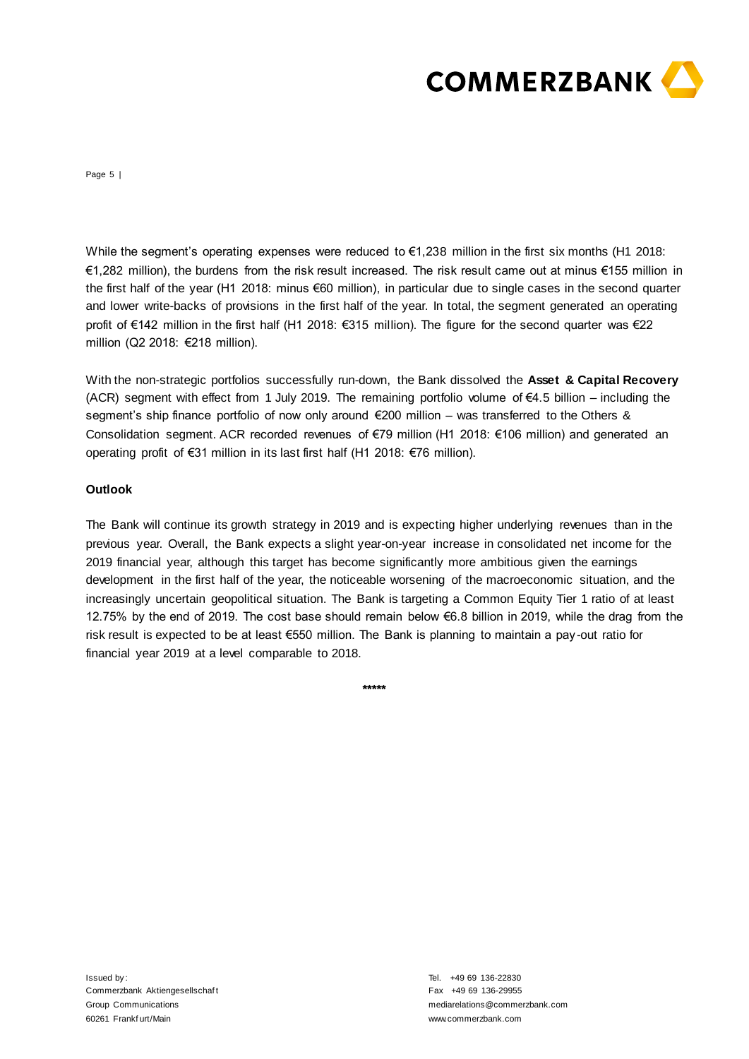While the segment's operating expenses were reduced to €1,238 million in the first six months (H1 2018: €1,282 million), the burdens from the risk result increased. The risk result came out at minus €155 million in the first half of the year (H1 2018: minus €60 million), in particular due to single cases in the second quarter and lower write-backs of provisions in the first half of the year. In total, the segment generated an operating profit of €142 million in the first half (H1 2018: €315 million). The figure for the second quarter was €22 million (Q2 2018: €218 million).

With the non-strategic portfolios successfully run-down, the Bank dissolved the **Asset & Capital Recovery** (ACR) segment with effect from 1 July 2019. The remaining portfolio volume of €4.5 billion – including the segment's ship finance portfolio of now only around €200 million – was transferred to the Others & Consolidation segment. ACR recorded revenues of €79 million (H1 2018: €106 million) and generated an operating profit of €31 million in its last first half (H1 2018: €76 million).

**Outlook**

The Bank will continue its growth strategy in 2019 and is expecting higher underlying revenues than in the previous year. Overall, the Bank expects a slight year-on-year increase in consolidated net income for the 2019 financial year, although this target has become significantly more ambitious given the earnings development in the first half of the year, the noticeable worsening of the macroeconomic situation, and the increasingly uncertain geopolitical situation. The Bank is targeting a Common Equity Tier 1 ratio of at least 12.75% by the end of 2019. The cost base should remain below €6.8 billion in 2019, while the drag from the risk result is expected to be at least €550 million. The Bank is planning to maintain a pay-out ratio for financial year 2019 at a level comparable to 2018.

*****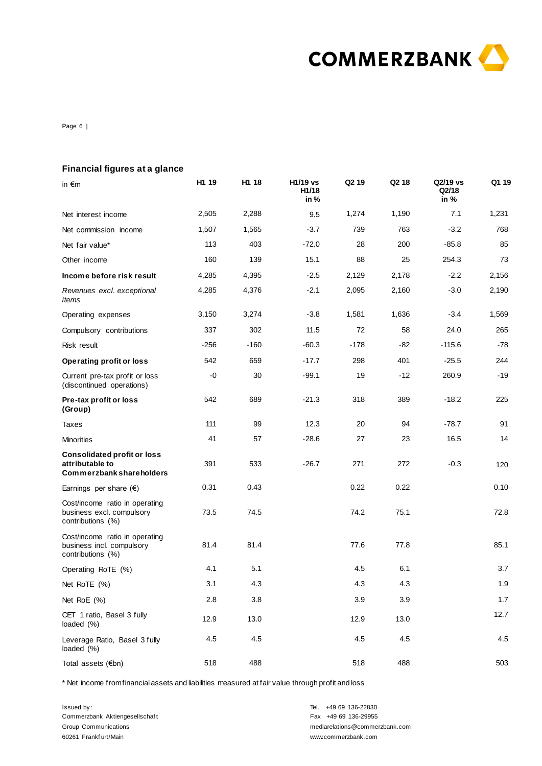## Financial figures at a glance

| in €m | H1 19 | H1 18 | H1/19 vs H1/18 in % | Q2 19 | Q2 18 | Q2/19 vs Q2/18 in % | Q1 19 |
|---|---|---|---|---|---|---|---|
| Net interest income | 2,505 | 2,288 | 9.5 | 1,274 | 1,190 | 7.1 | 1,231 |
| Net commission income | 1,507 | 1,565 | -3.7 | 739 | 763 | -3.2 | 768 |
| Net fair value* | 113 | 403 | -72.0 | 28 | 200 | -85.8 | 85 |
| Other income | 160 | 139 | 15.1 | 88 | 25 | 254.3 | 73 |
| **Income before risk result** | 4,285 | 4,395 | -2.5 | 2,129 | 2,178 | -2.2 | 2,156 |
| *Revenues excl. exceptional items* | 4,285 | 4,376 | -2.1 | 2,095 | 2,160 | -3.0 | 2,190 |
| Operating expenses | 3,150 | 3,274 | -3.8 | 1,581 | 1,636 | -3.4 | 1,569 |
| Compulsory contributions | 337 | 302 | 11.5 | 72 | 58 | 24.0 | 265 |
| Risk result | -256 | -160 | -60.3 | -178 | -82 | -115.6 | -78 |
| **Operating profit or loss** | 542 | 659 | -17.7 | 298 | 401 | -25.5 | 244 |
| Current pre-tax profit or loss (discontinued operations) | -0 | 30 | -99.1 | 19 | -12 | 260.9 | -19 |
| **Pre-tax profit or loss (Group)** | 542 | 689 | -21.3 | 318 | 389 | -18.2 | 225 |
| Taxes | 111 | 99 | 12.3 | 20 | 94 | -78.7 | 91 |
| Minorities | 41 | 57 | -28.6 | 27 | 23 | 16.5 | 14 |
| **Consolidated profit or loss attributable to Commerzbank shareholders** | 391 | 533 | -26.7 | 271 | 272 | -0.3 | 120 |
| Earnings per share (€) | 0.31 | 0.43 | | 0.22 | 0.22 | | 0.10 |
| Cost/income ratio in operating business excl. compulsory contributions (%) | 73.5 | 74.5 | | 74.2 | 75.1 | | 72.8 |
| Cost/income ratio in operating business incl. compulsory contributions (%) | 81.4 | 81.4 | | 77.6 | 77.8 | | 85.1 |
| Operating RoTE (%) | 4.1 | 5.1 | | 4.5 | 6.1 | | 3.7 |
| Net RoTE (%) | 3.1 | 4.3 | | 4.3 | 4.3 | | 1.9 |
| Net RoE (%) | 2.8 | 3.8 | | 3.9 | 3.9 | | 1.7 |
| CET 1 ratio, Basel 3 fully loaded (%) | 12.9 | 13.0 | | 12.9 | 13.0 | | 12.7 |
| Leverage Ratio, Basel 3 fully loaded (%) | 4.5 | 4.5 | | 4.5 | 4.5 | | 4.5 |
| Total assets (€bn) | 518 | 488 | | 518 | 488 | | 503 |

* Net income from financial assets and liabilities measured at fair value through profit and loss

Issued by:
Commerzbank Aktiengesellschaft
Group Communications
60261 Frankfurt/Main

Tel. +49 69 136-22830
Fax +49 69 136-29955
mediarelations@commerzbank.com
www.commerzbank.com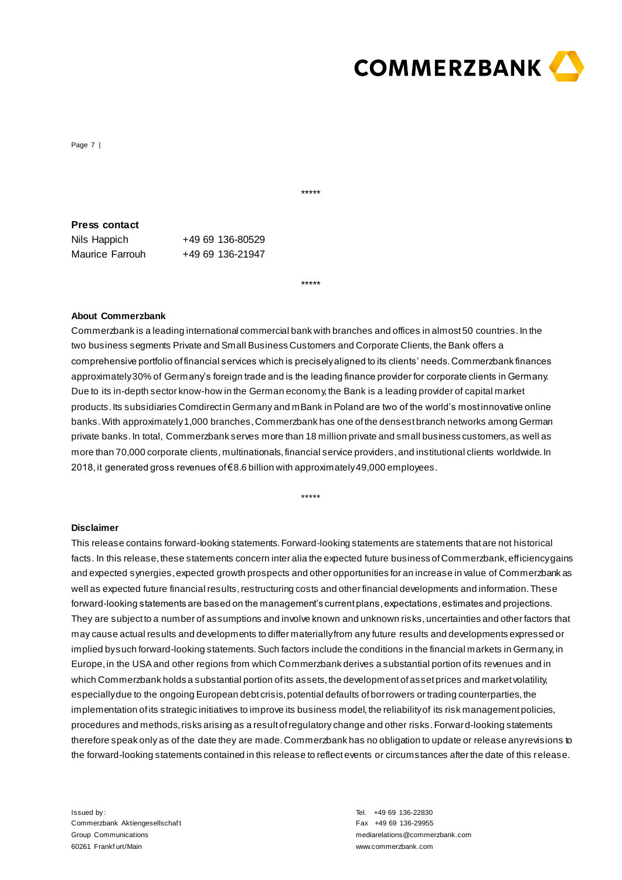*****

**Press contact**

| | |
|---|---|
| Nils Happich | +49 69 136-80529 |
| Maurice Farrouh | +49 69 136-21947 |

*****

**About Commerzbank**

Commerzbank is a leading international commercial bank with branches and offices in almost 50 countries. In the two business segments Private and Small Business Customers and Corporate Clients, the Bank offers a comprehensive portfolio of financial services which is precisely aligned to its clients' needs. Commerzbank finances approximately 30% of Germany's foreign trade and is the leading finance provider for corporate clients in Germany. Due to its in-depth sector know-how in the German economy, the Bank is a leading provider of capital market products. Its subsidiaries Comdirect in Germany and mBank in Poland are two of the world's most innovative online banks. With approximately 1,000 branches, Commerzbank has one of the densest branch networks among German private banks. In total, Commerzbank serves more than 18 million private and small business customers, as well as more than 70,000 corporate clients, multinationals, financial service providers, and institutional clients worldwide. In 2018, it generated gross revenues of €8.6 billion with approximately 49,000 employees.

*****

**Disclaimer**

This release contains forward-looking statements. Forward-looking statements are statements that are not historical facts. In this release, these statements concern inter alia the expected future business of Commerzbank, efficiency gains and expected synergies, expected growth prospects and other opportunities for an increase in value of Commerzbank as well as expected future financial results, restructuring costs and other financial developments and information. These forward-looking statements are based on the management's current plans, expectations, estimates and projections. They are subject to a number of assumptions and involve known and unknown risks, uncertainties and other factors that may cause actual results and developments to differ materially from any future results and developments expressed or implied by such forward-looking statements. Such factors include the conditions in the financial markets in Germany, in Europe, in the USA and other regions from which Commerzbank derives a substantial portion of its revenues and in which Commerzbank holds a substantial portion of its assets, the development of asset prices and market volatility, especially due to the ongoing European debt crisis, potential defaults of borrowers or trading counterparties, the implementation of its strategic initiatives to improve its business model, the reliability of its risk management policies, procedures and methods, risks arising as a result of regulatory change and other risks. Forward-looking statements therefore speak only as of the date they are made. Commerzbank has no obligation to update or release any revisions to the forward-looking statements contained in this release to reflect events or circumstances after the date of this release.

Issued by:
Commerzbank Aktiengesellschaft
Group Communications
60261 Frankfurt/Main

Tel. +49 69 136-22830
Fax +49 69 136-29955
mediarelations@commerzbank.com
www.commerzbank.com